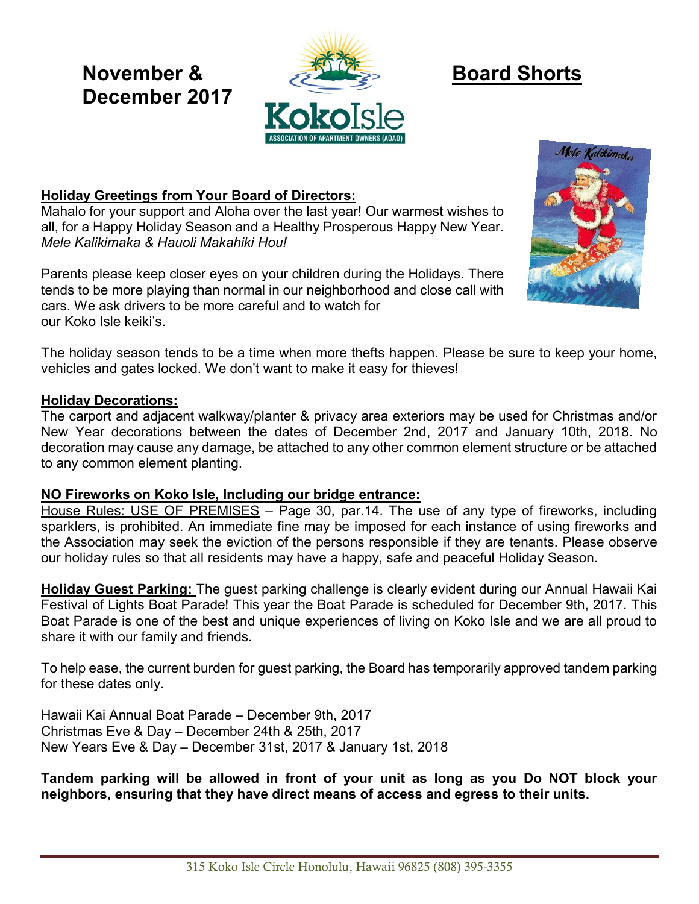# November & December 2017

# Board Shorts

KokoIsle ASSOCIATION OF APARTMENT OWNERS (AOAO)

## Holiday Greetings from Your Board of Directors:

Mahalo for your support and Aloha over the last year! Our warmest wishes to all, for a Happy Holiday Season and a Healthy Prosperous Happy New Year. *Mele Kalikimaka & Hauoli Makahiki Hou!*

Parents please keep closer eyes on your children during the Holidays. There tends to be more playing than normal in our neighborhood and close call with cars. We ask drivers to be more careful and to watch for our Koko Isle keiki's.

The holiday season tends to be a time when more thefts happen. Please be sure to keep your home, vehicles and gates locked. We don't want to make it easy for thieves!

## Holiday Decorations:

The carport and adjacent walkway/planter & privacy area exteriors may be used for Christmas and/or New Year decorations between the dates of December 2nd, 2017 and January 10th, 2018. No decoration may cause any damage, be attached to any other common element structure or be attached to any common element planting.

## NO Fireworks on Koko Isle, Including our bridge entrance:

House Rules: USE OF PREMISES – Page 30, par.14. The use of any type of fireworks, including sparklers, is prohibited. An immediate fine may be imposed for each instance of using fireworks and the Association may seek the eviction of the persons responsible if they are tenants. Please observe our holiday rules so that all residents may have a happy, safe and peaceful Holiday Season.

**Holiday Guest Parking:** The guest parking challenge is clearly evident during our Annual Hawaii Kai Festival of Lights Boat Parade! This year the Boat Parade is scheduled for December 9th, 2017. This Boat Parade is one of the best and unique experiences of living on Koko Isle and we are all proud to share it with our family and friends.

To help ease, the current burden for guest parking, the Board has temporarily approved tandem parking for these dates only.

Hawaii Kai Annual Boat Parade – December 9th, 2017
Christmas Eve & Day – December 24th & 25th, 2017
New Years Eve & Day – December 31st, 2017 & January 1st, 2018

**Tandem parking will be allowed in front of your unit as long as you Do NOT block your neighbors, ensuring that they have direct means of access and egress to their units.**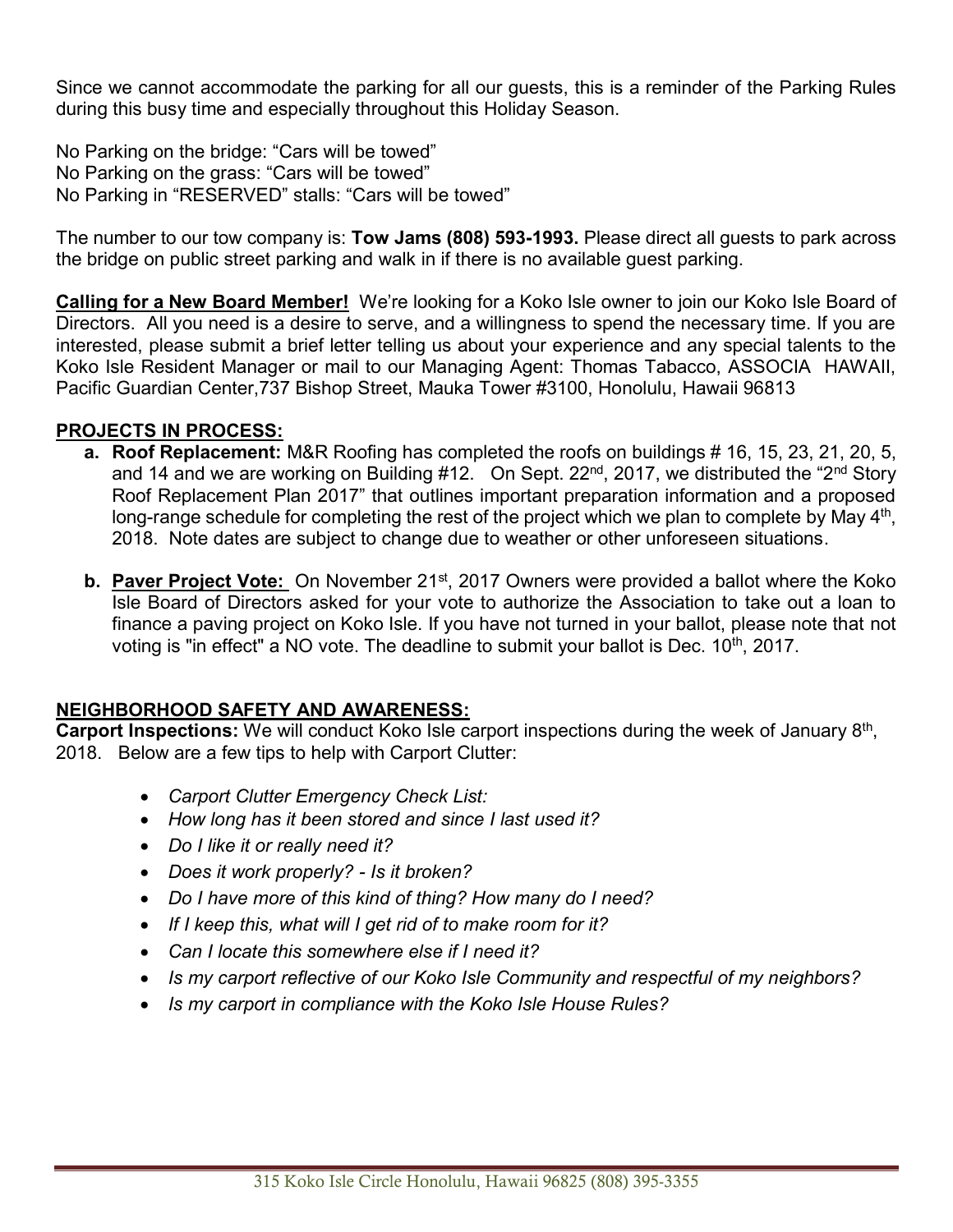Since we cannot accommodate the parking for all our guests, this is a reminder of the Parking Rules during this busy time and especially throughout this Holiday Season.

No Parking on the bridge: "Cars will be towed"
No Parking on the grass: "Cars will be towed"
No Parking in "RESERVED" stalls: "Cars will be towed"

The number to our tow company is: **Tow Jams (808) 593-1993.** Please direct all guests to park across the bridge on public street parking and walk in if there is no available guest parking.

**Calling for a New Board Member!** We're looking for a Koko Isle owner to join our Koko Isle Board of Directors. All you need is a desire to serve, and a willingness to spend the necessary time. If you are interested, please submit a brief letter telling us about your experience and any special talents to the Koko Isle Resident Manager or mail to our Managing Agent: Thomas Tabacco, ASSOCIA HAWAII, Pacific Guardian Center,737 Bishop Street, Mauka Tower #3100, Honolulu, Hawaii 96813

**PROJECTS IN PROCESS:**

a. **Roof Replacement:** M&R Roofing has completed the roofs on buildings # 16, 15, 23, 21, 20, 5, and 14 and we are working on Building #12. On Sept. 22nd, 2017, we distributed the "2nd Story Roof Replacement Plan 2017" that outlines important preparation information and a proposed long-range schedule for completing the rest of the project which we plan to complete by May 4th, 2018. Note dates are subject to change due to weather or other unforeseen situations.

b. **Paver Project Vote:** On November 21st, 2017 Owners were provided a ballot where the Koko Isle Board of Directors asked for your vote to authorize the Association to take out a loan to finance a paving project on Koko Isle. If you have not turned in your ballot, please note that not voting is "in effect" a NO vote. The deadline to submit your ballot is Dec. 10th, 2017.

**NEIGHBORHOOD SAFETY AND AWARENESS:**

**Carport Inspections:** We will conduct Koko Isle carport inspections during the week of January 8th, 2018. Below are a few tips to help with Carport Clutter:

- *Carport Clutter Emergency Check List:*
- *How long has it been stored and since I last used it?*
- *Do I like it or really need it?*
- *Does it work properly? - Is it broken?*
- *Do I have more of this kind of thing? How many do I need?*
- *If I keep this, what will I get rid of to make room for it?*
- *Can I locate this somewhere else if I need it?*
- *Is my carport reflective of our Koko Isle Community and respectful of my neighbors?*
- *Is my carport in compliance with the Koko Isle House Rules?*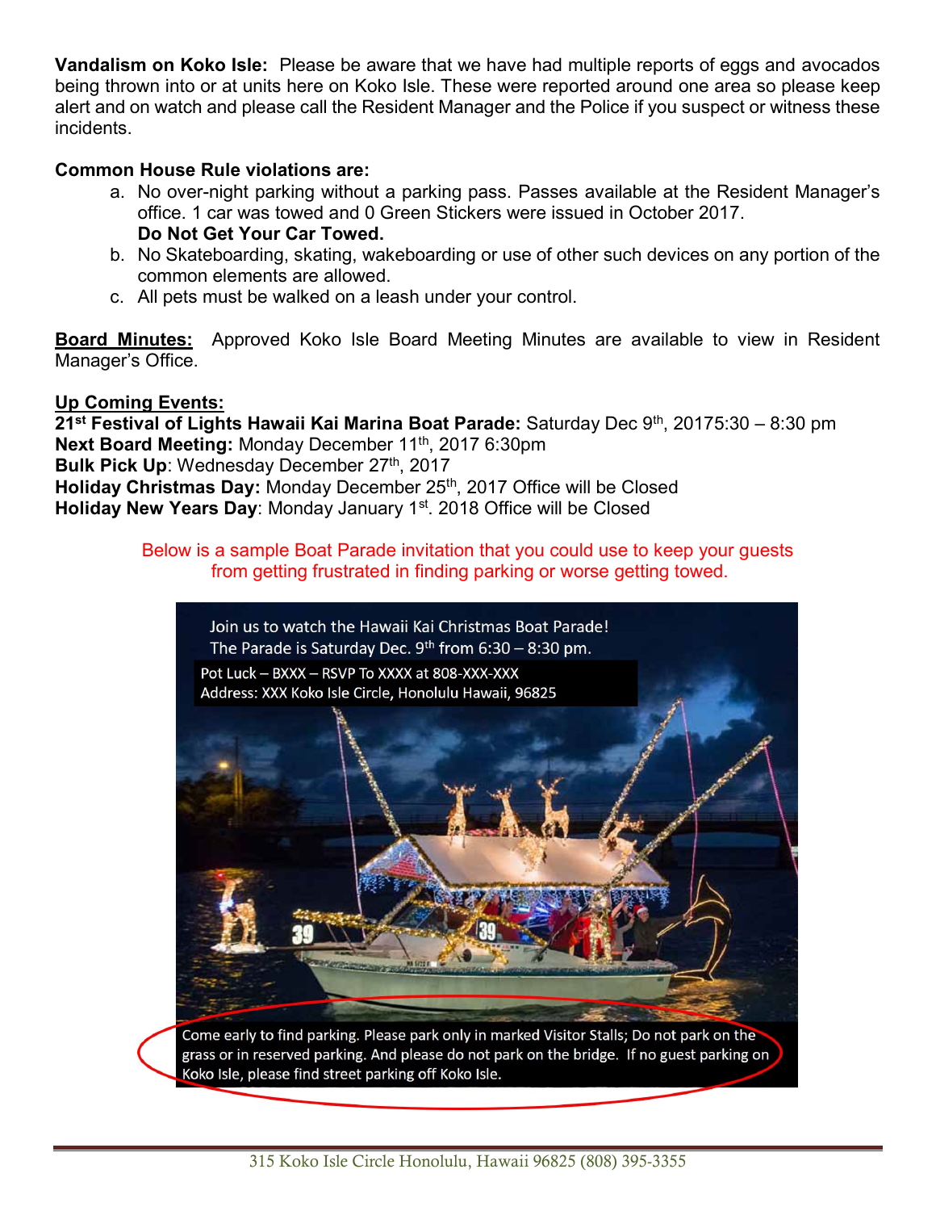**Vandalism on Koko Isle:** Please be aware that we have had multiple reports of eggs and avocados being thrown into or at units here on Koko Isle. These were reported around one area so please keep alert and on watch and please call the Resident Manager and the Police if you suspect or witness these incidents.

**Common House Rule violations are:**

a. No over-night parking without a parking pass. Passes available at the Resident Manager's office. 1 car was towed and 0 Green Stickers were issued in October 2017.
   **Do Not Get Your Car Towed.**
b. No Skateboarding, skating, wakeboarding or use of other such devices on any portion of the common elements are allowed.
c. All pets must be walked on a leash under your control.

**Board Minutes:** Approved Koko Isle Board Meeting Minutes are available to view in Resident Manager's Office.

**Up Coming Events:**

**21st Festival of Lights Hawaii Kai Marina Boat Parade:** Saturday Dec 9th, 20175:30 – 8:30 pm
**Next Board Meeting:** Monday December 11th, 2017 6:30pm
**Bulk Pick Up**: Wednesday December 27th, 2017
**Holiday Christmas Day:** Monday December 25th, 2017 Office will be Closed
**Holiday New Years Day**: Monday January 1st. 2018 Office will be Closed

Below is a sample Boat Parade invitation that you could use to keep your guests from getting frustrated in finding parking or worse getting towed.

Join us to watch the Hawaii Kai Christmas Boat Parade!
The Parade is Saturday Dec. 9th from 6:30 – 8:30 pm.

Pot Luck – BXXX – RSVP To XXXX at 808-XXX-XXX
Address: XXX Koko Isle Circle, Honolulu Hawaii, 96825

Come early to find parking. Please park only in marked Visitor Stalls; Do not park on the grass or in reserved parking. And please do not park on the bridge. If no guest parking on Koko Isle, please find street parking off Koko Isle.

315 Koko Isle Circle Honolulu, Hawaii 96825 (808) 395-3355